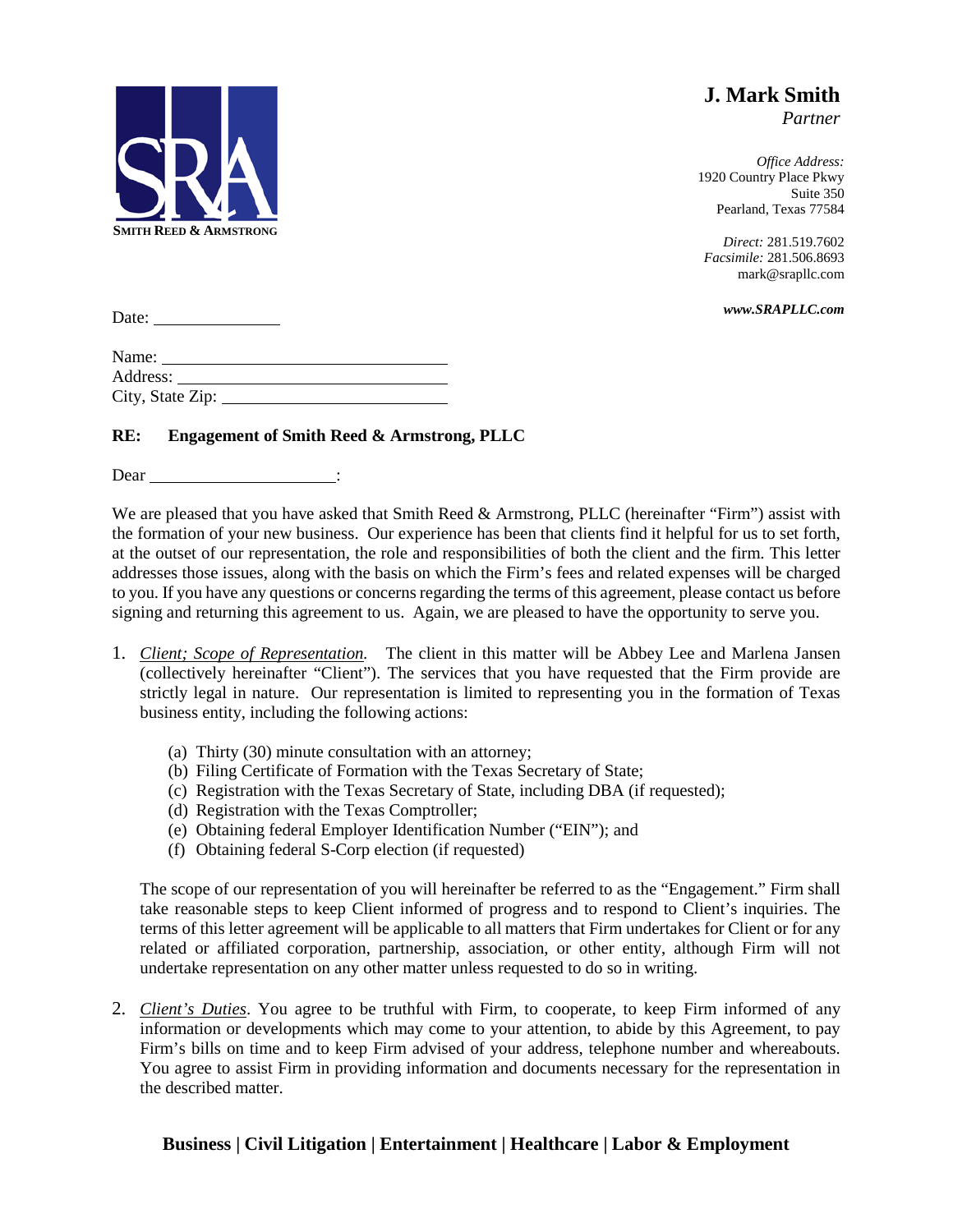**SMITH REED & ARMSTRONG**

**J. Mark Smith**
*Partner*

*Office Address:*
1920 Country Place Pkwy
Suite 350
Pearland, Texas 77584

*Direct:* 281.519.7602
*Facsimile:* 281.506.8693
mark@srapllc.com

***www.SRAPLLC.com***

Date: ______________

Name: ______________________________
Address: ____________________________
City, State Zip: _______________________

**RE: Engagement of Smith Reed & Armstrong, PLLC**

Dear ____________________:

We are pleased that you have asked that Smith Reed & Armstrong, PLLC (hereinafter "Firm") assist with the formation of your new business. Our experience has been that clients find it helpful for us to set forth, at the outset of our representation, the role and responsibilities of both the client and the firm. This letter addresses those issues, along with the basis on which the Firm's fees and related expenses will be charged to you. If you have any questions or concerns regarding the terms of this agreement, please contact us before signing and returning this agreement to us. Again, we are pleased to have the opportunity to serve you.

1. *Client; Scope of Representation.* The client in this matter will be Abbey Lee and Marlena Jansen (collectively hereinafter "Client"). The services that you have requested that the Firm provide are strictly legal in nature. Our representation is limited to representing you in the formation of Texas business entity, including the following actions:

   (a) Thirty (30) minute consultation with an attorney;
   (b) Filing Certificate of Formation with the Texas Secretary of State;
   (c) Registration with the Texas Secretary of State, including DBA (if requested);
   (d) Registration with the Texas Comptroller;
   (e) Obtaining federal Employer Identification Number ("EIN"); and
   (f) Obtaining federal S-Corp election (if requested)

   The scope of our representation of you will hereinafter be referred to as the "Engagement." Firm shall take reasonable steps to keep Client informed of progress and to respond to Client's inquiries. The terms of this letter agreement will be applicable to all matters that Firm undertakes for Client or for any related or affiliated corporation, partnership, association, or other entity, although Firm will not undertake representation on any other matter unless requested to do so in writing.

2. *Client's Duties*. You agree to be truthful with Firm, to cooperate, to keep Firm informed of any information or developments which may come to your attention, to abide by this Agreement, to pay Firm's bills on time and to keep Firm advised of your address, telephone number and whereabouts. You agree to assist Firm in providing information and documents necessary for the representation in the described matter.

**Business | Civil Litigation | Entertainment | Healthcare | Labor & Employment**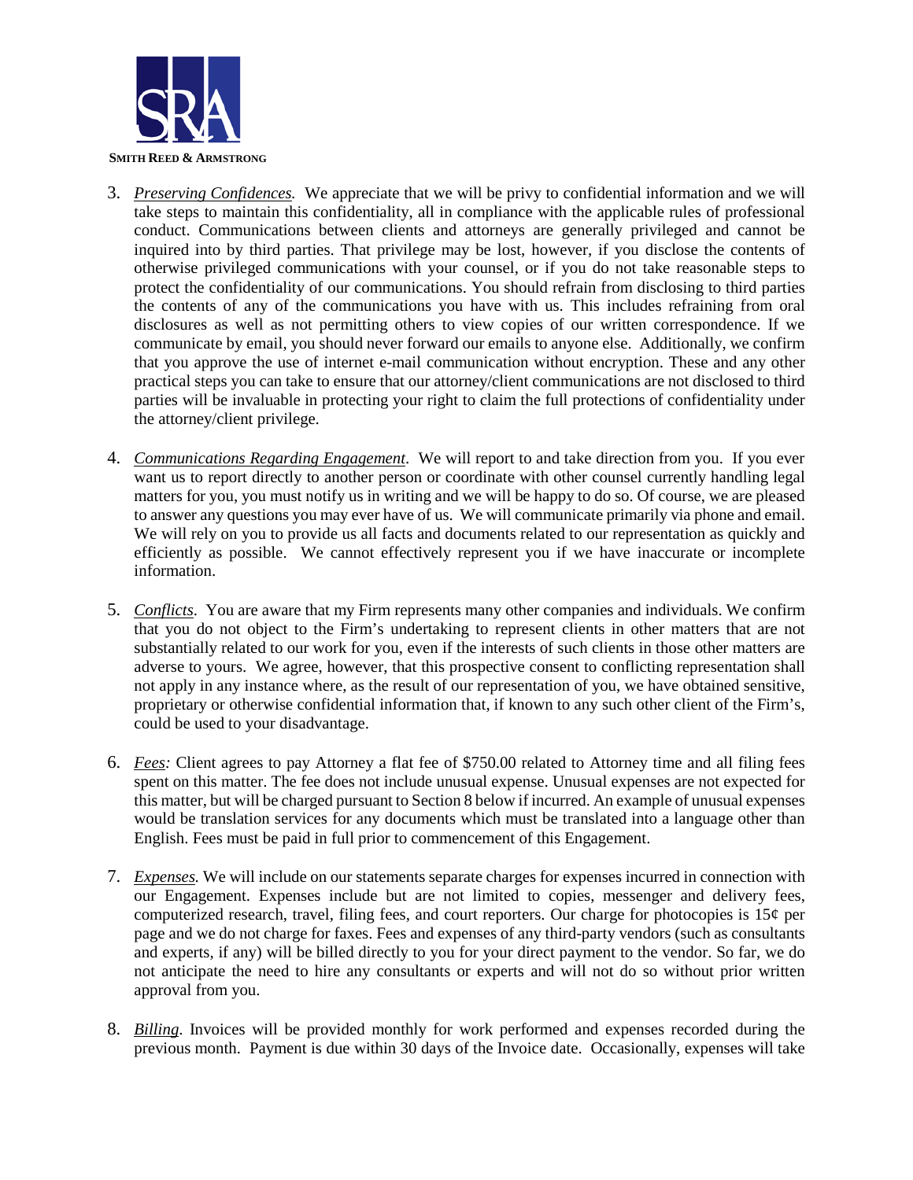3. *Preserving Confidences.* We appreciate that we will be privy to confidential information and we will take steps to maintain this confidentiality, all in compliance with the applicable rules of professional conduct. Communications between clients and attorneys are generally privileged and cannot be inquired into by third parties. That privilege may be lost, however, if you disclose the contents of otherwise privileged communications with your counsel, or if you do not take reasonable steps to protect the confidentiality of our communications. You should refrain from disclosing to third parties the contents of any of the communications you have with us. This includes refraining from oral disclosures as well as not permitting others to view copies of our written correspondence. If we communicate by email, you should never forward our emails to anyone else. Additionally, we confirm that you approve the use of internet e-mail communication without encryption. These and any other practical steps you can take to ensure that our attorney/client communications are not disclosed to third parties will be invaluable in protecting your right to claim the full protections of confidentiality under the attorney/client privilege.

4. *Communications Regarding Engagement*. We will report to and take direction from you. If you ever want us to report directly to another person or coordinate with other counsel currently handling legal matters for you, you must notify us in writing and we will be happy to do so. Of course, we are pleased to answer any questions you may ever have of us. We will communicate primarily via phone and email. We will rely on you to provide us all facts and documents related to our representation as quickly and efficiently as possible. We cannot effectively represent you if we have inaccurate or incomplete information.

5. *Conflicts*. You are aware that my Firm represents many other companies and individuals. We confirm that you do not object to the Firm's undertaking to represent clients in other matters that are not substantially related to our work for you, even if the interests of such clients in those other matters are adverse to yours. We agree, however, that this prospective consent to conflicting representation shall not apply in any instance where, as the result of our representation of you, we have obtained sensitive, proprietary or otherwise confidential information that, if known to any such other client of the Firm's, could be used to your disadvantage.

6. *Fees:* Client agrees to pay Attorney a flat fee of $750.00 related to Attorney time and all filing fees spent on this matter. The fee does not include unusual expense. Unusual expenses are not expected for this matter, but will be charged pursuant to Section 8 below if incurred. An example of unusual expenses would be translation services for any documents which must be translated into a language other than English. Fees must be paid in full prior to commencement of this Engagement.

7. *Expenses.* We will include on our statements separate charges for expenses incurred in connection with our Engagement. Expenses include but are not limited to copies, messenger and delivery fees, computerized research, travel, filing fees, and court reporters. Our charge for photocopies is 15¢ per page and we do not charge for faxes. Fees and expenses of any third-party vendors (such as consultants and experts, if any) will be billed directly to you for your direct payment to the vendor. So far, we do not anticipate the need to hire any consultants or experts and will not do so without prior written approval from you.

8. *Billing.* Invoices will be provided monthly for work performed and expenses recorded during the previous month. Payment is due within 30 days of the Invoice date. Occasionally, expenses will take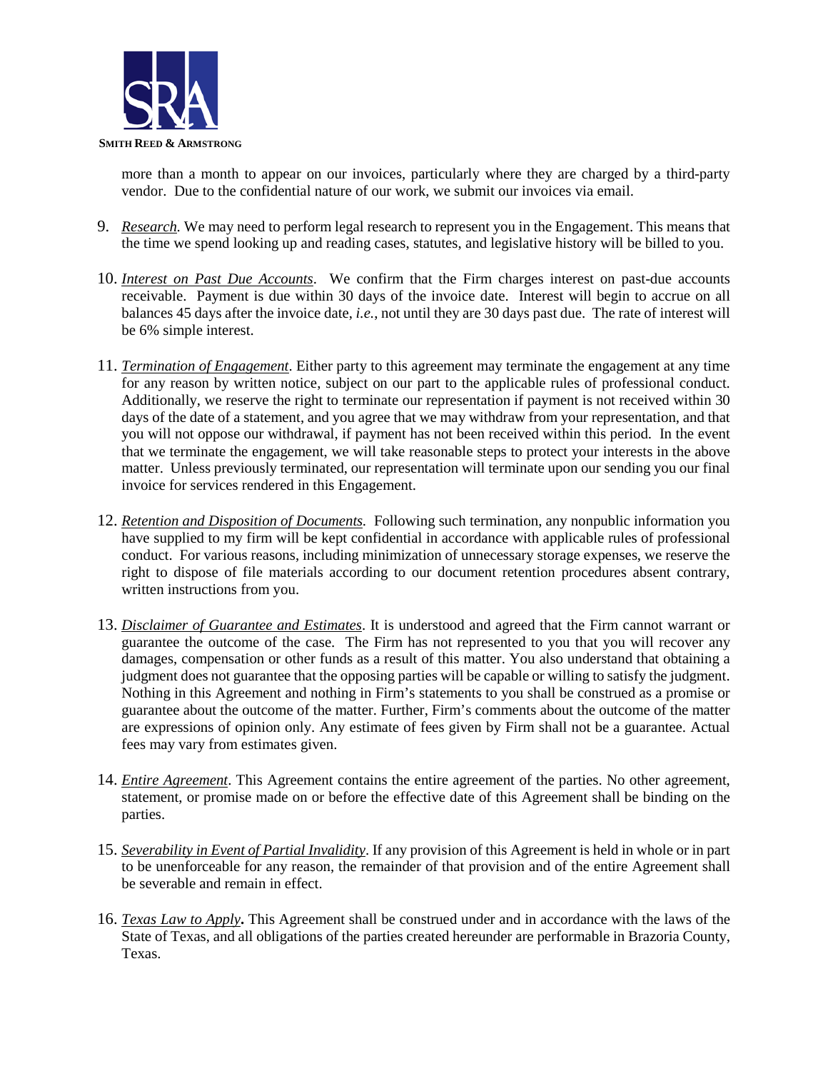more than a month to appear on our invoices, particularly where they are charged by a third-party vendor. Due to the confidential nature of our work, we submit our invoices via email.

9. *Research.* We may need to perform legal research to represent you in the Engagement. This means that the time we spend looking up and reading cases, statutes, and legislative history will be billed to you.

10. *Interest on Past Due Accounts*. We confirm that the Firm charges interest on past-due accounts receivable. Payment is due within 30 days of the invoice date. Interest will begin to accrue on all balances 45 days after the invoice date, *i.e.*, not until they are 30 days past due. The rate of interest will be 6% simple interest.

11. *Termination of Engagement*. Either party to this agreement may terminate the engagement at any time for any reason by written notice, subject on our part to the applicable rules of professional conduct. Additionally, we reserve the right to terminate our representation if payment is not received within 30 days of the date of a statement, and you agree that we may withdraw from your representation, and that you will not oppose our withdrawal, if payment has not been received within this period. In the event that we terminate the engagement, we will take reasonable steps to protect your interests in the above matter. Unless previously terminated, our representation will terminate upon our sending you our final invoice for services rendered in this Engagement.

12. *Retention and Disposition of Documents.* Following such termination, any nonpublic information you have supplied to my firm will be kept confidential in accordance with applicable rules of professional conduct. For various reasons, including minimization of unnecessary storage expenses, we reserve the right to dispose of file materials according to our document retention procedures absent contrary, written instructions from you.

13. *Disclaimer of Guarantee and Estimates*. It is understood and agreed that the Firm cannot warrant or guarantee the outcome of the case. The Firm has not represented to you that you will recover any damages, compensation or other funds as a result of this matter. You also understand that obtaining a judgment does not guarantee that the opposing parties will be capable or willing to satisfy the judgment. Nothing in this Agreement and nothing in Firm's statements to you shall be construed as a promise or guarantee about the outcome of the matter. Further, Firm's comments about the outcome of the matter are expressions of opinion only. Any estimate of fees given by Firm shall not be a guarantee. Actual fees may vary from estimates given.

14. *Entire Agreement*. This Agreement contains the entire agreement of the parties. No other agreement, statement, or promise made on or before the effective date of this Agreement shall be binding on the parties.

15. *Severability in Event of Partial Invalidity*. If any provision of this Agreement is held in whole or in part to be unenforceable for any reason, the remainder of that provision and of the entire Agreement shall be severable and remain in effect.

16. *Texas Law to Apply***.** This Agreement shall be construed under and in accordance with the laws of the State of Texas, and all obligations of the parties created hereunder are performable in Brazoria County, Texas.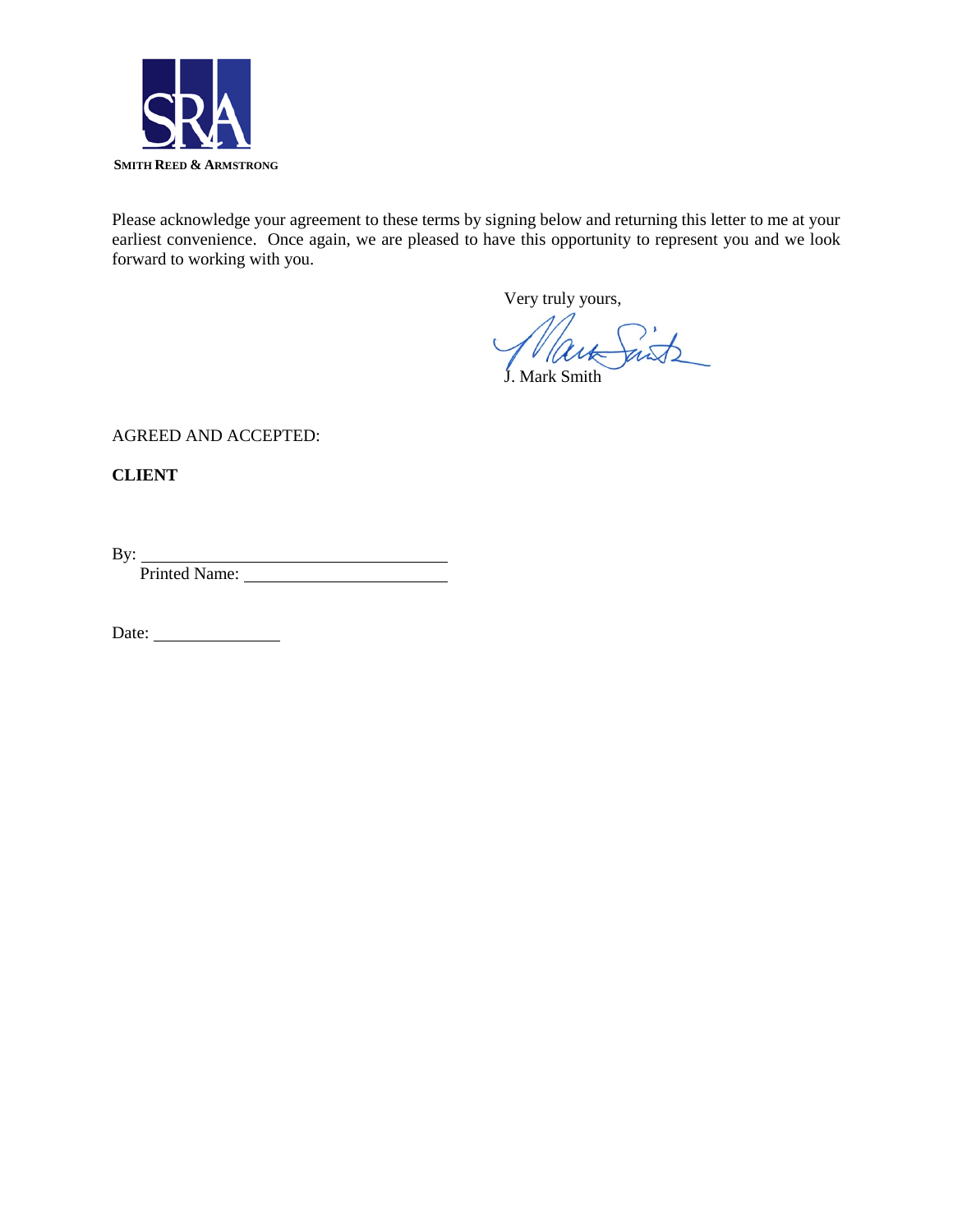**SMITH REED & ARMSTRONG**

Please acknowledge your agreement to these terms by signing below and returning this letter to me at your earliest convenience. Once again, we are pleased to have this opportunity to represent you and we look forward to working with you.

Very truly yours,

J. Mark Smith

AGREED AND ACCEPTED:

**CLIENT**

By: \_\_\_\_\_\_\_\_\_\_\_\_\_\_\_\_\_\_\_\_\_\_\_\_\_\_\_\_\_\_\_\_

Printed Name: \_\_\_\_\_\_\_\_\_\_\_\_\_\_\_\_\_\_\_\_\_\_\_\_

Date: \_\_\_\_\_\_\_\_\_\_\_\_\_\_\_